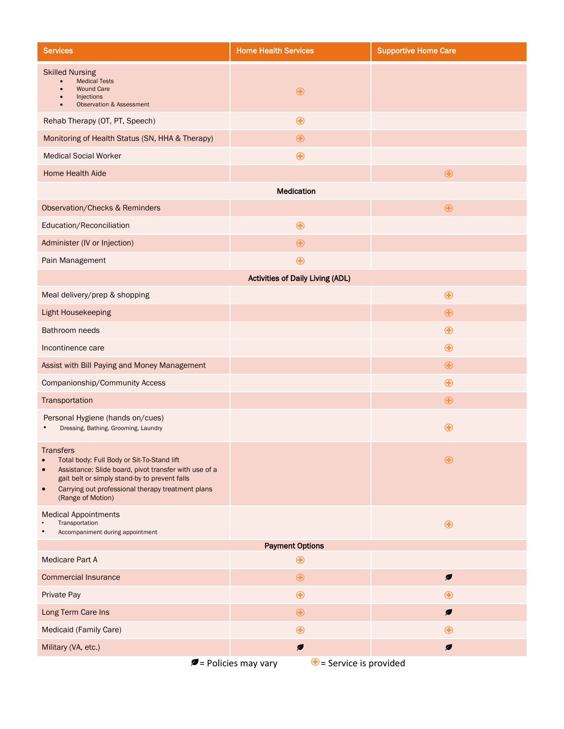| Services | Home Health Services | Supportive Home Care |
|---|---|---|
| Skilled Nursing<br>• Medical Tests<br>• Wound Care<br>• Injections<br>• Observation & Assessment | ⊕ | |
| Rehab Therapy (OT, PT, Speech) | ⊕ | |
| Monitoring of Health Status (SN, HHA & Therapy) | ⊕ | |
| Medical Social Worker | ⊕ | |
| Home Health Aide | | ⊕ |
| **Medication** | | |
| Observation/Checks & Reminders | | ⊕ |
| Education/Reconciliation | ⊕ | |
| Administer (IV or Injection) | ⊕ | |
| Pain Management | ⊕ | |
| **Activities of Daily Living (ADL)** | | |
| Meal delivery/prep & shopping | | ⊕ |
| Light Housekeeping | | ⊕ |
| Bathroom needs | | ⊕ |
| Incontinence care | | ⊕ |
| Assist with Bill Paying and Money Management | | ⊕ |
| Companionship/Community Access | | ⊕ |
| Transportation | | ⊕ |
| Personal Hygiene (hands on/cues)<br>• Dressing, Bathing, Grooming, Laundry | | ⊕ |
| Transfers<br>• Total body: Full Body or Sit-To-Stand lift<br>• Assistance: Slide board, pivot transfer with use of a gait belt or simply stand-by to prevent falls<br>• Carrying out professional therapy treatment plans (Range of Motion) | | ⊕ |
| Medical Appointments<br>• Transportation<br>• Accompaniment during appointment | | ⊕ |
| **Payment Options** | | |
| Medicare Part A | ⊕ | |
| Commercial Insurance | ⊕ | 🍃 |
| Private Pay | ⊕ | ⊕ |
| Long Term Care Ins | ⊕ | 🍃 |
| Medicaid (Family Care) | ⊕ | ⊕ |
| Military (VA, etc.) | 🍃 | 🍃 |

🍃 = Policies may vary ⊕ = Service is provided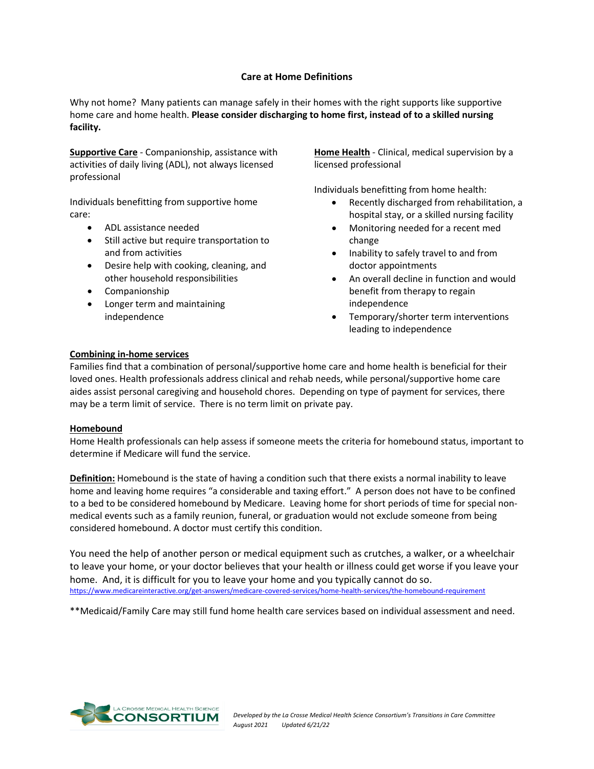# Care at Home Definitions

Why not home? Many patients can manage safely in their homes with the right supports like supportive home care and home health. **Please consider discharging to home first, instead of to a skilled nursing facility.**

**Supportive Care** - Companionship, assistance with activities of daily living (ADL), not always licensed professional

Individuals benefitting from supportive home care:

- ADL assistance needed
- Still active but require transportation to and from activities
- Desire help with cooking, cleaning, and other household responsibilities
- Companionship
- Longer term and maintaining independence

**Home Health** - Clinical, medical supervision by a licensed professional

Individuals benefitting from home health:

- Recently discharged from rehabilitation, a hospital stay, or a skilled nursing facility
- Monitoring needed for a recent med change
- Inability to safely travel to and from doctor appointments
- An overall decline in function and would benefit from therapy to regain independence
- Temporary/shorter term interventions leading to independence

**Combining in-home services**

Families find that a combination of personal/supportive home care and home health is beneficial for their loved ones. Health professionals address clinical and rehab needs, while personal/supportive home care aides assist personal caregiving and household chores. Depending on type of payment for services, there may be a term limit of service. There is no term limit on private pay.

**Homebound**

Home Health professionals can help assess if someone meets the criteria for homebound status, important to determine if Medicare will fund the service.

**Definition:** Homebound is the state of having a condition such that there exists a normal inability to leave home and leaving home requires "a considerable and taxing effort." A person does not have to be confined to a bed to be considered homebound by Medicare. Leaving home for short periods of time for special non-medical events such as a family reunion, funeral, or graduation would not exclude someone from being considered homebound. A doctor must certify this condition.

You need the help of another person or medical equipment such as crutches, a walker, or a wheelchair to leave your home, or your doctor believes that your health or illness could get worse if you leave your home. And, it is difficult for you to leave your home and you typically cannot do so.
https://www.medicareinteractive.org/get-answers/medicare-covered-services/home-health-services/the-homebound-requirement

**Medicaid/Family Care may still fund home health care services based on individual assessment and need.

LA CROSSE MEDICAL HEALTH SCIENCE CONSORTIUM

*Developed by the La Crosse Medical Health Science Consortium's Transitions in Care Committee*
*August 2021 Updated 6/21/22*